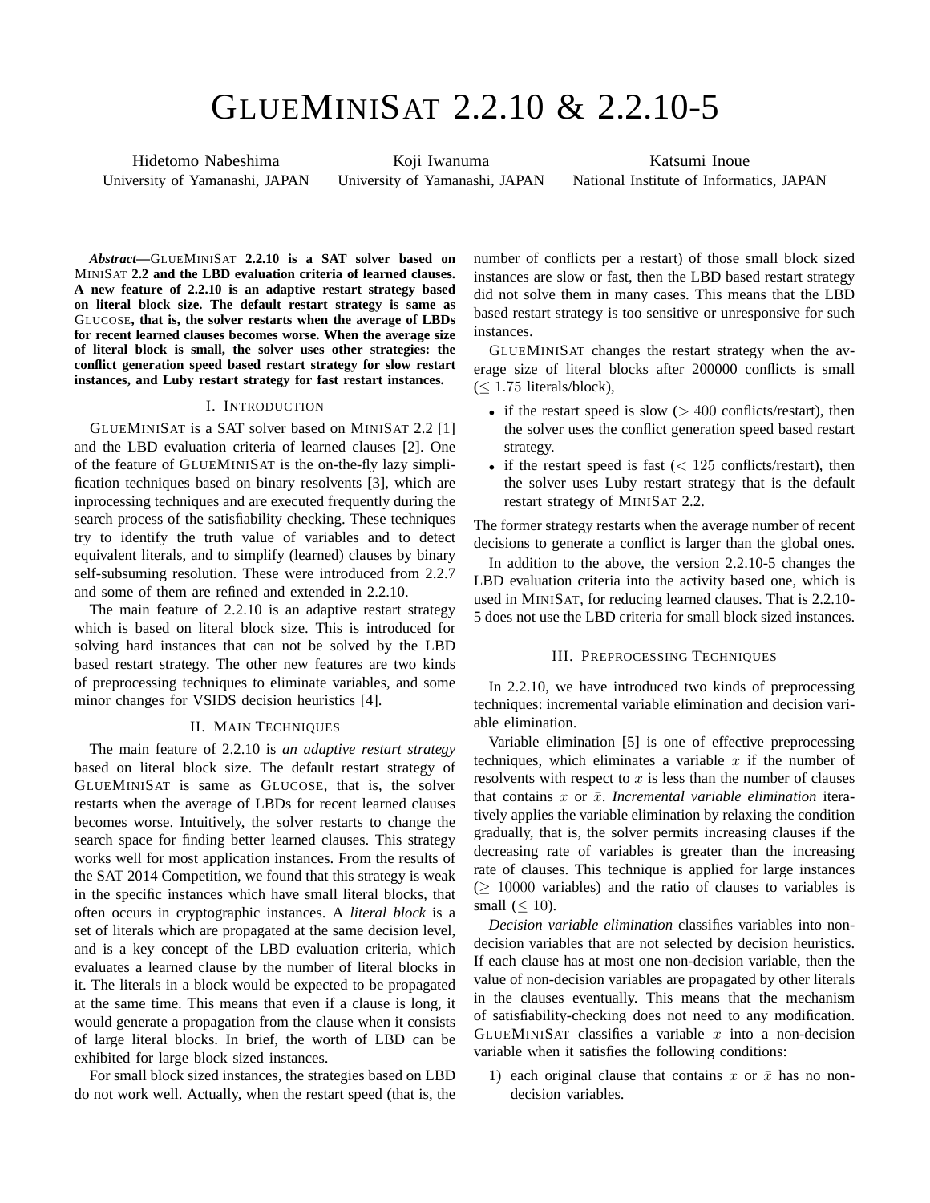# GLUEMINISAT 2.2.10 & 2.2.10-5

Hidetomo Nabeshima
University of Yamanashi, JAPAN

Koji Iwanuma
University of Yamanashi, JAPAN

Katsumi Inoue
National Institute of Informatics, JAPAN

***Abstract*—GLUEMINISAT 2.2.10 is a SAT solver based on MINISAT 2.2 and the LBD evaluation criteria of learned clauses. A new feature of 2.2.10 is an adaptive restart strategy based on literal block size. The default restart strategy is same as GLUCOSE, that is, the solver restarts when the average of LBDs for recent learned clauses becomes worse. When the average size of literal block is small, the solver uses other strategies: the conflict generation speed based restart strategy for slow restart instances, and Luby restart strategy for fast restart instances.**

## I. INTRODUCTION

GLUEMINISAT is a SAT solver based on MINISAT 2.2 [1] and the LBD evaluation criteria of learned clauses [2]. One of the feature of GLUEMINISAT is the on-the-fly lazy simplification techniques based on binary resolvents [3], which are inprocessing techniques and are executed frequently during the search process of the satisfiability checking. These techniques try to identify the truth value of variables and to detect equivalent literals, and to simplify (learned) clauses by binary self-subsuming resolution. These were introduced from 2.2.7 and some of them are refined and extended in 2.2.10.

The main feature of 2.2.10 is an adaptive restart strategy which is based on literal block size. This is introduced for solving hard instances that can not be solved by the LBD based restart strategy. The other new features are two kinds of preprocessing techniques to eliminate variables, and some minor changes for VSIDS decision heuristics [4].

## II. MAIN TECHNIQUES

The main feature of 2.2.10 is *an adaptive restart strategy* based on literal block size. The default restart strategy of GLUEMINISAT is same as GLUCOSE, that is, the solver restarts when the average of LBDs for recent learned clauses becomes worse. Intuitively, the solver restarts to change the search space for finding better learned clauses. This strategy works well for most application instances. From the results of the SAT 2014 Competition, we found that this strategy is weak in the specific instances which have small literal blocks, that often occurs in cryptographic instances. A *literal block* is a set of literals which are propagated at the same decision level, and is a key concept of the LBD evaluation criteria, which evaluates a learned clause by the number of literal blocks in it. The literals in a block would be expected to be propagated at the same time. This means that even if a clause is long, it would generate a propagation from the clause when it consists of large literal blocks. In brief, the worth of LBD can be exhibited for large block sized instances.

For small block sized instances, the strategies based on LBD do not work well. Actually, when the restart speed (that is, the number of conflicts per a restart) of those small block sized instances are slow or fast, then the LBD based restart strategy did not solve them in many cases. This means that the LBD based restart strategy is too sensitive or unresponsive for such instances.

GLUEMINISAT changes the restart strategy when the average size of literal blocks after 200000 conflicts is small ($\leq 1.75$ literals/block),

- if the restart speed is slow ($> 400$ conflicts/restart), then the solver uses the conflict generation speed based restart strategy.
- if the restart speed is fast ($< 125$ conflicts/restart), then the solver uses Luby restart strategy that is the default restart strategy of MINISAT 2.2.

The former strategy restarts when the average number of recent decisions to generate a conflict is larger than the global ones.

In addition to the above, the version 2.2.10-5 changes the LBD evaluation criteria into the activity based one, which is used in MINISAT, for reducing learned clauses. That is 2.2.10-5 does not use the LBD criteria for small block sized instances.

## III. PREPROCESSING TECHNIQUES

In 2.2.10, we have introduced two kinds of preprocessing techniques: incremental variable elimination and decision variable elimination.

Variable elimination [5] is one of effective preprocessing techniques, which eliminates a variable $x$ if the number of resolvents with respect to $x$ is less than the number of clauses that contains $x$ or $\bar{x}$. *Incremental variable elimination* iteratively applies the variable elimination by relaxing the condition gradually, that is, the solver permits increasing clauses if the decreasing rate of variables is greater than the increasing rate of clauses. This technique is applied for large instances ($\geq 10000$ variables) and the ratio of clauses to variables is small ($\leq 10$).

*Decision variable elimination* classifies variables into non-decision variables that are not selected by decision heuristics. If each clause has at most one non-decision variable, then the value of non-decision variables are propagated by other literals in the clauses eventually. This means that the mechanism of satisfiability-checking does not need to any modification. GLUEMINISAT classifies a variable $x$ into a non-decision variable when it satisfies the following conditions:

1) each original clause that contains $x$ or $\bar{x}$ has no non-decision variables.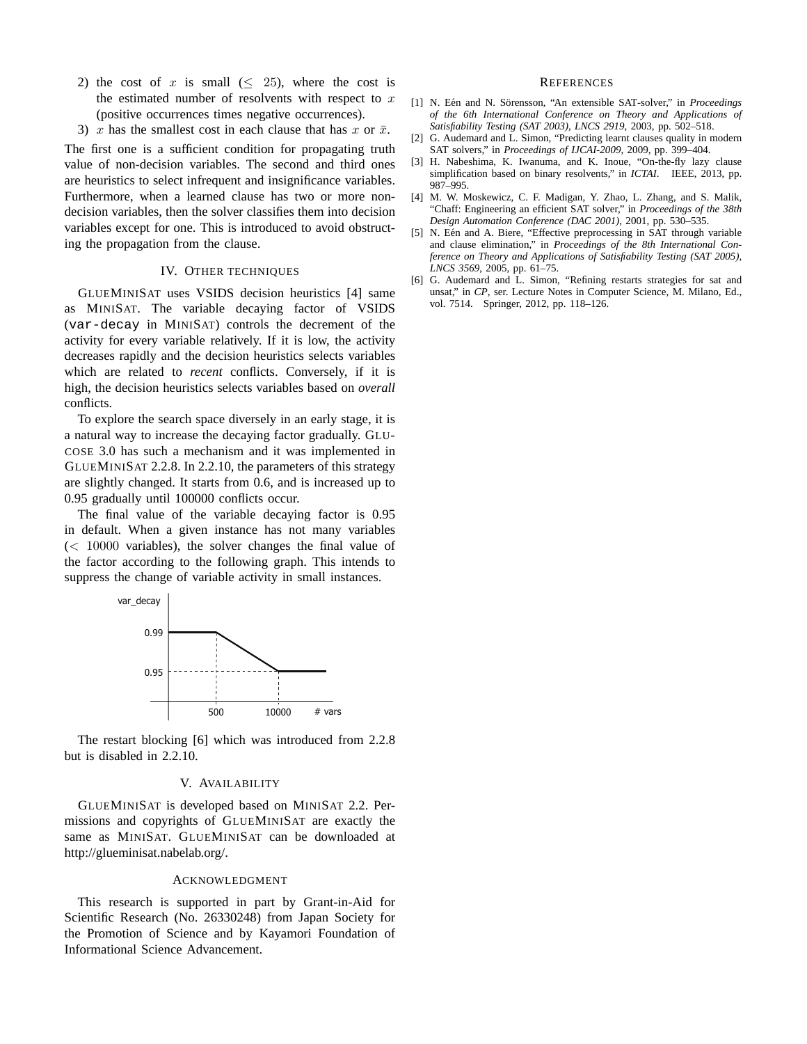2) the cost of $x$ is small ($\leq 25$), where the cost is the estimated number of resolvents with respect to $x$ (positive occurrences times negative occurrences).
3) $x$ has the smallest cost in each clause that has $x$ or $\bar{x}$.

The first one is a sufficient condition for propagating truth value of non-decision variables. The second and third ones are heuristics to select infrequent and insignificance variables. Furthermore, when a learned clause has two or more non-decision variables, then the solver classifies them into decision variables except for one. This is introduced to avoid obstructing the propagation from the clause.

## IV. Other techniques

GlueMiniSat uses VSIDS decision heuristics [4] same as MiniSat. The variable decaying factor of VSIDS (`var-decay` in MiniSat) controls the decrement of the activity for every variable relatively. If it is low, the activity decreases rapidly and the decision heuristics selects variables which are related to *recent* conflicts. Conversely, if it is high, the decision heuristics selects variables based on *overall* conflicts.

To explore the search space diversely in an early stage, it is a natural way to increase the decaying factor gradually. Glucose 3.0 has such a mechanism and it was implemented in GlueMiniSat 2.2.8. In 2.2.10, the parameters of this strategy are slightly changed. It starts from 0.6, and is increased up to 0.95 gradually until 100000 conflicts occur.

The final value of the variable decaying factor is 0.95 in default. When a given instance has not many variables ($< 10000$ variables), the solver changes the final value of the factor according to the following graph. This intends to suppress the change of variable activity in small instances.

var_decay
0.99
0.95
500
10000
# vars

The restart blocking [6] which was introduced from 2.2.8 but is disabled in 2.2.10.

## V. Availability

GlueMiniSat is developed based on MiniSat 2.2. Permissions and copyrights of GlueMiniSat are exactly the same as MiniSat. GlueMiniSat can be downloaded at http://glueminisat.nabelab.org/.

## Acknowledgment

This research is supported in part by Grant-in-Aid for Scientific Research (No. 26330248) from Japan Society for the Promotion of Science and by Kayamori Foundation of Informational Science Advancement.

## References

[1] N. Eén and N. Sörensson, "An extensible SAT-solver," in *Proceedings of the 6th International Conference on Theory and Applications of Satisfiability Testing (SAT 2003), LNCS 2919*, 2003, pp. 502–518.

[2] G. Audemard and L. Simon, "Predicting learnt clauses quality in modern SAT solvers," in *Proceedings of IJCAI-2009*, 2009, pp. 399–404.

[3] H. Nabeshima, K. Iwanuma, and K. Inoue, "On-the-fly lazy clause simplification based on binary resolvents," in *ICTAI*. IEEE, 2013, pp. 987–995.

[4] M. W. Moskewicz, C. F. Madigan, Y. Zhao, L. Zhang, and S. Malik, "Chaff: Engineering an efficient SAT solver," in *Proceedings of the 38th Design Automation Conference (DAC 2001)*, 2001, pp. 530–535.

[5] N. Eén and A. Biere, "Effective preprocessing in SAT through variable and clause elimination," in *Proceedings of the 8th International Conference on Theory and Applications of Satisfiability Testing (SAT 2005), LNCS 3569*, 2005, pp. 61–75.

[6] G. Audemard and L. Simon, "Refining restarts strategies for sat and unsat," in *CP*, ser. Lecture Notes in Computer Science, M. Milano, Ed., vol. 7514. Springer, 2012, pp. 118–126.